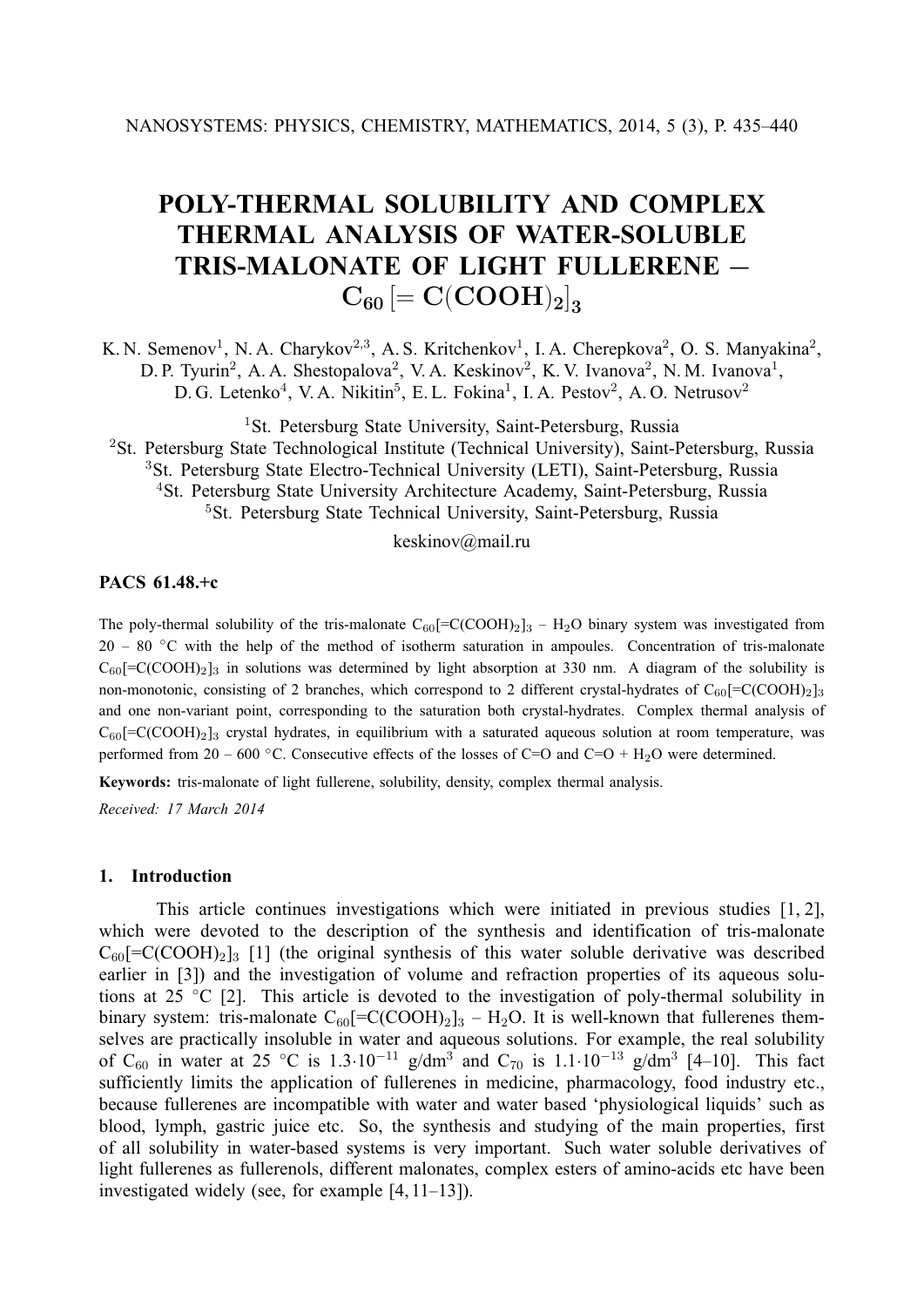# POLY-THERMAL SOLUBILITY AND COMPLEX THERMAL ANALYSIS OF WATER-SOLUBLE TRIS-MALONATE OF LIGHT FULLERENE – $C_{60}[=C(COOH)_2]_3$

K. N. Semenov[1], N. A. Charykov[2,3], A. S. Kritchenkov[1], I. A. Cherepkova[2], O. S. Manyakina[2], D. P. Tyurin[2], A. A. Shestopalova[2], V. A. Keskinov[2], K. V. Ivanova[2], N. M. Ivanova[1], D. G. Letenko[4], V. A. Nikitin[5], E. L. Fokina[1], I. A. Pestov[2], A. O. Netrusov[2]

[1]St. Petersburg State University, Saint-Petersburg, Russia
[2]St. Petersburg State Technological Institute (Technical University), Saint-Petersburg, Russia
[3]St. Petersburg State Electro-Technical University (LETI), Saint-Petersburg, Russia
[4]St. Petersburg State University Architecture Academy, Saint-Petersburg, Russia
[5]St. Petersburg State Technical University, Saint-Petersburg, Russia

keskinov@mail.ru

**PACS 61.48.+c**

The poly-thermal solubility of the tris-malonate $C_{60}[=C(COOH)_2]_3$ – $H_2O$ binary system was investigated from 20 – 80 °C with the help of the method of isotherm saturation in ampoules. Concentration of tris-malonate $C_{60}[=C(COOH)_2]_3$ in solutions was determined by light absorption at 330 nm. A diagram of the solubility is non-monotonic, consisting of 2 branches, which correspond to 2 different crystal-hydrates of $C_{60}[=C(COOH)_2]_3$ and one non-variant point, corresponding to the saturation both crystal-hydrates. Complex thermal analysis of $C_{60}[=C(COOH)_2]_3$ crystal hydrates, in equilibrium with a saturated aqueous solution at room temperature, was performed from 20 – 600 °C. Consecutive effects of the losses of C=O and C=O + $H_2O$ were determined.

**Keywords:** tris-malonate of light fullerene, solubility, density, complex thermal analysis.

*Received: 17 March 2014*

## 1. Introduction

This article continues investigations which were initiated in previous studies [1, 2], which were devoted to the description of the synthesis and identification of tris-malonate $C_{60}[=C(COOH)_2]_3$ [1] (the original synthesis of this water soluble derivative was described earlier in [3]) and the investigation of volume and refraction properties of its aqueous solutions at 25 °C [2]. This article is devoted to the investigation of poly-thermal solubility in binary system: tris-malonate $C_{60}[=C(COOH)_2]_3$ – $H_2O$. It is well-known that fullerenes themselves are practically insoluble in water and aqueous solutions. For example, the real solubility of $C_{60}$ in water at 25 °C is $1.3{\cdot}10^{-11}$ g/dm$^3$ and $C_{70}$ is $1.1{\cdot}10^{-13}$ g/dm$^3$ [4–10]. This fact sufficiently limits the application of fullerenes in medicine, pharmacology, food industry etc., because fullerenes are incompatible with water and water based 'physiological liquids' such as blood, lymph, gastric juice etc. So, the synthesis and studying of the main properties, first of all solubility in water-based systems is very important. Such water soluble derivatives of light fullerenes as fullerenols, different malonates, complex esters of amino-acids etc have been investigated widely (see, for example [4, 11–13]).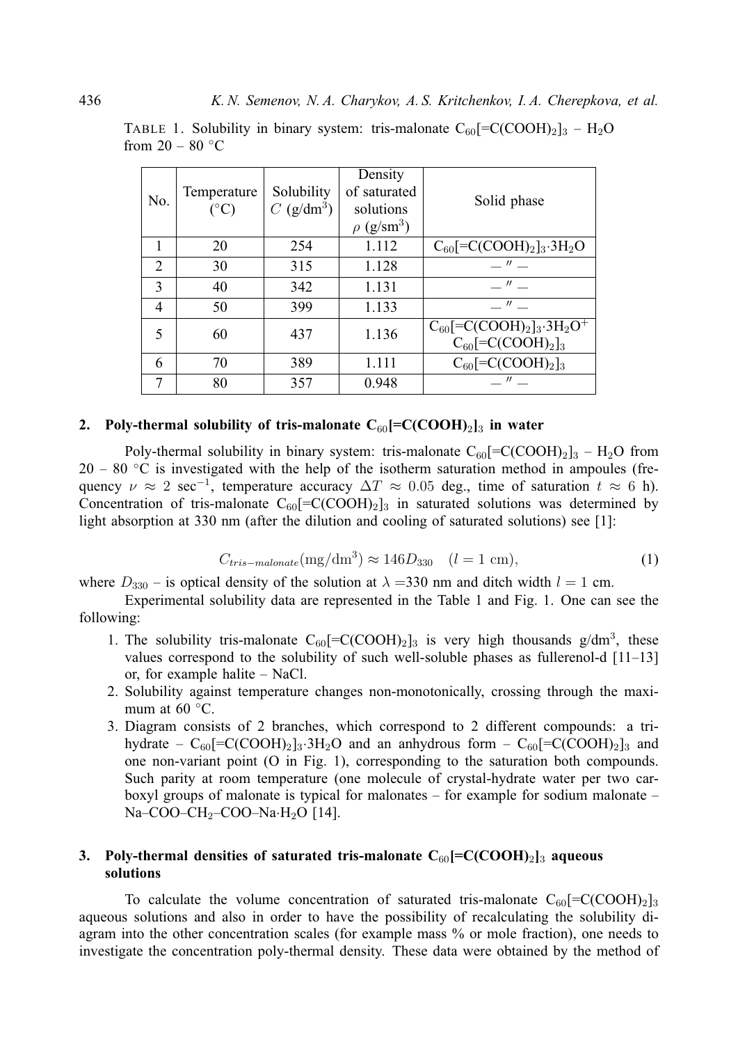TABLE 1. Solubility in binary system: tris-malonate $C_{60}[=C(COOH)_2]_3$ – $H_2O$ from 20 – 80 °C

| No. | Temperature (°C) | Solubility $C$ (g/dm$^3$) | Density of saturated solutions $\rho$ (g/sm$^3$) | Solid phase |
|---|---|---|---|---|
| 1 | 20 | 254 | 1.112 | $C_{60}[=C(COOH)_2]_3 \cdot 3H_2O$ |
| 2 | 30 | 315 | 1.128 | — ″ — |
| 3 | 40 | 342 | 1.131 | — ″ — |
| 4 | 50 | 399 | 1.133 | — ″ — |
| 5 | 60 | 437 | 1.136 | $C_{60}[=C(COOH)_2]_3 \cdot 3H_2O^+$ $C_{60}[=C(COOH)_2]_3$ |
| 6 | 70 | 389 | 1.111 | $C_{60}[=C(COOH)_2]_3$ |
| 7 | 80 | 357 | 0.948 | — ″ — |

## 2. Poly-thermal solubility of tris-malonate $C_{60}[=C(COOH)_2]_3$ in water

Poly-thermal solubility in binary system: tris-malonate $C_{60}[=C(COOH)_2]_3$ – $H_2O$ from 20 – 80 °C is investigated with the help of the isotherm saturation method in ampoules (frequency $\nu \approx 2$ sec$^{-1}$, temperature accuracy $\Delta T \approx 0.05$ deg., time of saturation $t \approx 6$ h). Concentration of tris-malonate $C_{60}[=C(COOH)_2]_3$ in saturated solutions was determined by light absorption at 330 nm (after the dilution and cooling of saturated solutions) see [1]:

$$C_{tris-malonate}(\text{mg/dm}^3) \approx 146 D_{330} \quad (l = 1 \text{ cm}), \tag{1}$$

where $D_{330}$ – is optical density of the solution at $\lambda$ =330 nm and ditch width $l = 1$ cm.

Experimental solubility data are represented in the Table 1 and Fig. 1. One can see the following:

1. The solubility tris-malonate $C_{60}[=C(COOH)_2]_3$ is very high thousands g/dm$^3$, these values correspond to the solubility of such well-soluble phases as fullerenol-d [11–13] or, for example halite – NaCl.
2. Solubility against temperature changes non-monotonically, crossing through the maximum at 60 °C.
3. Diagram consists of 2 branches, which correspond to 2 different compounds: a trihydrate – $C_{60}[=C(COOH)_2]_3 \cdot 3H_2O$ and an anhydrous form – $C_{60}[=C(COOH)_2]_3$ and one non-variant point (O in Fig. 1), corresponding to the saturation both compounds. Such parity at room temperature (one molecule of crystal-hydrate water per two carboxyl groups of malonate is typical for malonates – for example for sodium malonate – Na–COO–$CH_2$–COO–Na·$H_2O$ [14].

## 3. Poly-thermal densities of saturated tris-malonate $C_{60}[=C(COOH)_2]_3$ aqueous solutions

To calculate the volume concentration of saturated tris-malonate $C_{60}[=C(COOH)_2]_3$ aqueous solutions and also in order to have the possibility of recalculating the solubility diagram into the other concentration scales (for example mass % or mole fraction), one needs to investigate the concentration poly-thermal density. These data were obtained by the method of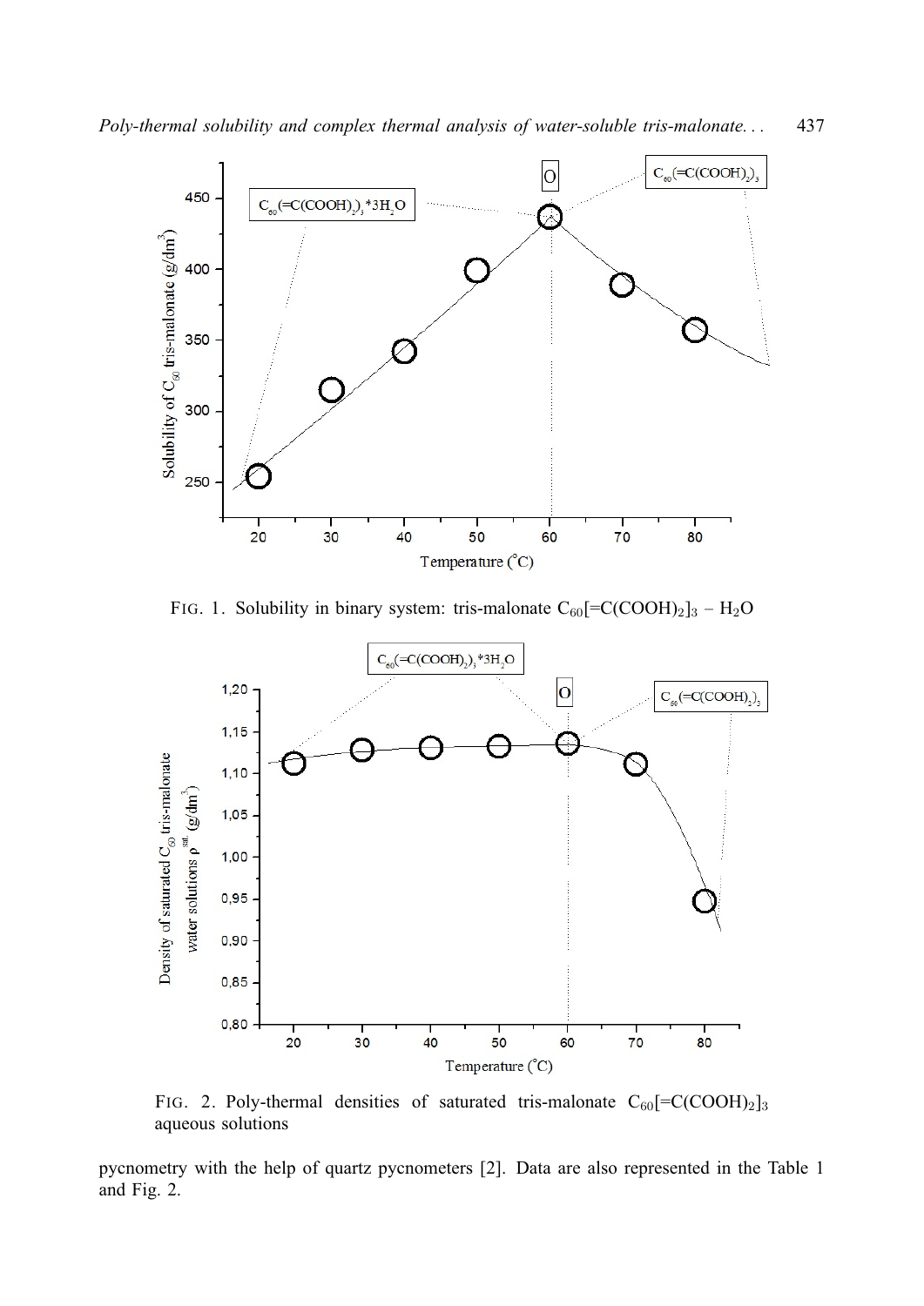FIG. 1. Solubility in binary system: tris-malonate $C_{60}[=C(COOH)_2]_3$ – $H_2O$

FIG. 2. Poly-thermal densities of saturated tris-malonate $C_{60}[=C(COOH)_2]_3$ aqueous solutions

pycnometry with the help of quartz pycnometers [2]. Data are also represented in the Table 1 and Fig. 2.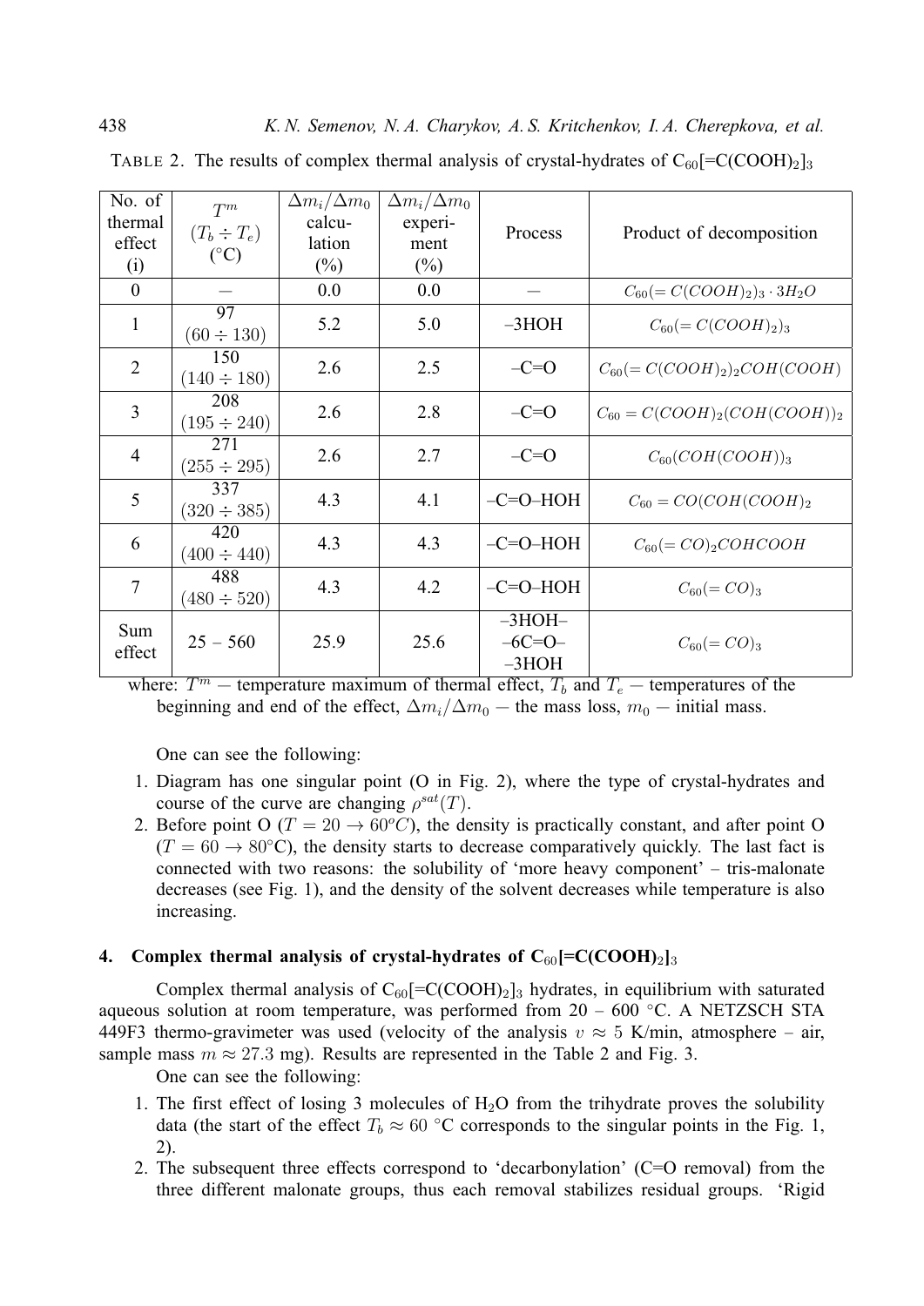TABLE 2. The results of complex thermal analysis of crystal-hydrates of $C_{60}[=C(COOH)_2]_3$

| No. of thermal effect (i) | $T^m$ ($T_b \div T_e$) (°C) | $\Delta m_i/\Delta m_0$ calculation (%) | $\Delta m_i/\Delta m_0$ experiment (%) | Process | Product of decomposition |
|---|---|---|---|---|---|
| 0 | — | 0.0 | 0.0 | — | $C_{60}(=C(COOH)_2)_3 \cdot 3H_2O$ |
| 1 | 97 ($60 \div 130$) | 5.2 | 5.0 | –3HOH | $C_{60}(=C(COOH)_2)_3$ |
| 2 | 150 ($140 \div 180$) | 2.6 | 2.5 | –C=O | $C_{60}(=C(COOH)_2)_2COH(COOH)$ |
| 3 | 208 ($195 \div 240$) | 2.6 | 2.8 | –C=O | $C_{60}=C(COOH)_2(COH(COOH))_2$ |
| 4 | 271 ($255 \div 295$) | 2.6 | 2.7 | –C=O | $C_{60}(COH(COOH))_3$ |
| 5 | 337 ($320 \div 385$) | 4.3 | 4.1 | –C=O–HOH | $C_{60}=CO(COH(COOH)_2$ |
| 6 | 420 ($400 \div 440$) | 4.3 | 4.3 | –C=O–HOH | $C_{60}(=CO)_2COHCOOH$ |
| 7 | 488 ($480 \div 520$) | 4.3 | 4.2 | –C=O–HOH | $C_{60}(=CO)_3$ |
| Sum effect | 25 – 560 | 25.9 | 25.6 | –3HOH– –6C=O– –3HOH | $C_{60}(=CO)_3$ |

where: $T^m$ — temperature maximum of thermal effect, $T_b$ and $T_e$ — temperatures of the beginning and end of the effect, $\Delta m_i/\Delta m_0$ — the mass loss, $m_0$ — initial mass.

One can see the following:

1. Diagram has one singular point (O in Fig. 2), where the type of crystal-hydrates and course of the curve are changing $\rho^{sat}(T)$.
2. Before point O ($T = 20 \to 60^oC$), the density is practically constant, and after point O ($T = 60 \to 80$°C), the density starts to decrease comparatively quickly. The last fact is connected with two reasons: the solubility of 'more heavy component' – tris-malonate decreases (see Fig. 1), and the density of the solvent decreases while temperature is also increasing.

## 4. Complex thermal analysis of crystal-hydrates of $C_{60}[=C(COOH)_2]_3$

Complex thermal analysis of $C_{60}[=C(COOH)_2]_3$ hydrates, in equilibrium with saturated aqueous solution at room temperature, was performed from 20 – 600 °C. A NETZSCH STA 449F3 thermo-gravimeter was used (velocity of the analysis $v \approx 5$ K/min, atmosphere – air, sample mass $m \approx 27.3$ mg). Results are represented in the Table 2 and Fig. 3.

One can see the following:

1. The first effect of losing 3 molecules of $H_2O$ from the trihydrate proves the solubility data (the start of the effect $T_b \approx 60$ °C corresponds to the singular points in the Fig. 1, 2).
2. The subsequent three effects correspond to 'decarbonylation' (C=O removal) from the three different malonate groups, thus each removal stabilizes residual groups. 'Rigid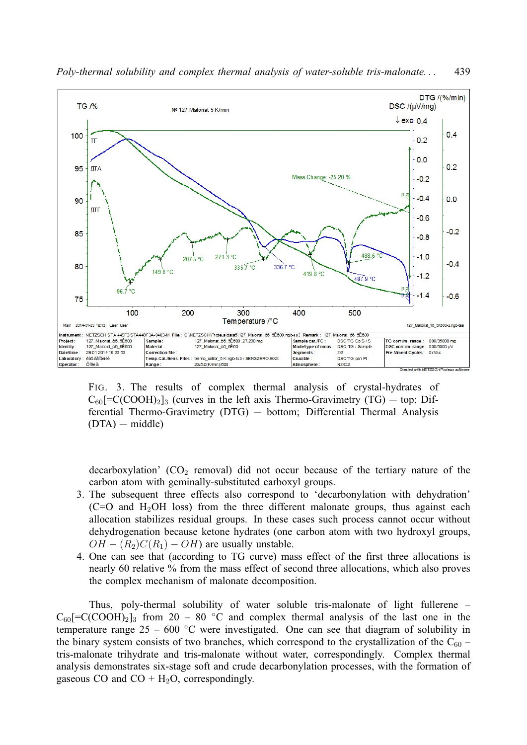FIG. 3. The results of complex thermal analysis of crystal-hydrates of $C_{60}[=C(COOH)_2]_3$ (curves in the left axis Thermo-Gravimetry (TG) — top; Differential Thermo-Gravimetry (DTG) — bottom; Differential Thermal Analysis (DTA) — middle)

decarboxylation' ($CO_2$ removal) did not occur because of the tertiary nature of the carbon atom with geminally-substituted carboxyl groups.

3. The subsequent three effects also correspond to 'decarbonylation with dehydration' (C=O and $H_2OH$ loss) from the three different malonate groups, thus against each allocation stabilizes residual groups. In these cases such process cannot occur without dehydrogenation because ketone hydrates (one carbon atom with two hydroxyl groups, $OH-(R_2)C(R_1)-OH)$ are usually unstable.
4. One can see that (according to TG curve) mass effect of the first three allocations is nearly 60 relative % from the mass effect of second three allocations, which also proves the complex mechanism of malonate decomposition.

Thus, poly-thermal solubility of water soluble tris-malonate of light fullerene – $C_{60}[=C(COOH)_2]_3$ from 20 – 80 °C and complex thermal analysis of the last one in the temperature range 25 – 600 °C were investigated. One can see that diagram of solubility in the binary system consists of two branches, which correspond to the crystallization of the $C_{60}$ – tris-malonate trihydrate and tris-malonate without water, correspondingly. Complex thermal analysis demonstrates six-stage soft and crude decarbonylation processes, with the formation of gaseous CO and CO + $H_2O$, correspondingly.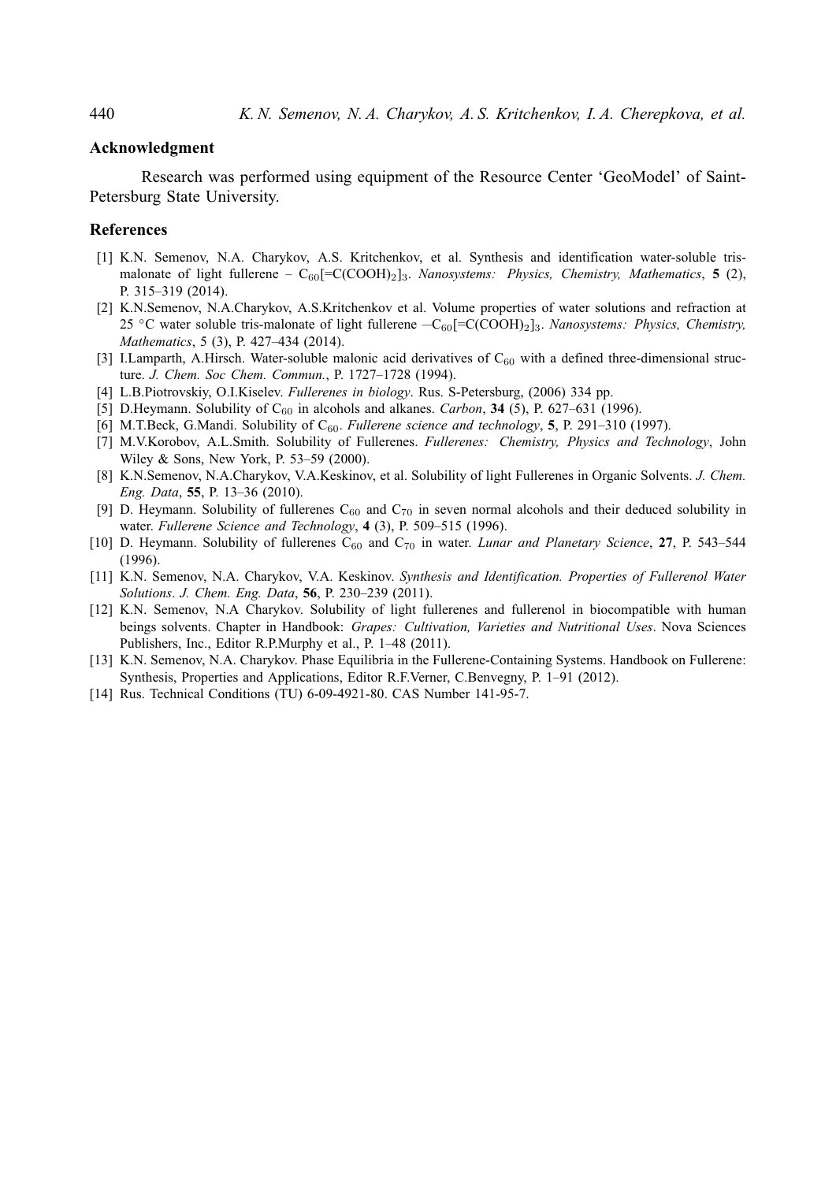## Acknowledgment

Research was performed using equipment of the Resource Center 'GeoModel' of Saint-Petersburg State University.

## References

[1] K.N. Semenov, N.A. Charykov, A.S. Kritchenkov, et al. Synthesis and identification water-soluble tris-malonate of light fullerene – $C_{60}[=C(COOH)_2]_3$. *Nanosystems: Physics, Chemistry, Mathematics*, **5** (2), P. 315–319 (2014).

[2] K.N.Semenov, N.A.Charykov, A.S.Kritchenkov et al. Volume properties of water solutions and refraction at 25 °C water soluble tris-malonate of light fullerene –$C_{60}[=C(COOH)_2]_3$. *Nanosystems: Physics, Chemistry, Mathematics*, 5 (3), P. 427–434 (2014).

[3] I.Lamparth, A.Hirsch. Water-soluble malonic acid derivatives of $C_{60}$ with a defined three-dimensional structure. *J. Chem. Soc Chem. Commun.*, P. 1727–1728 (1994).

[4] L.B.Piotrovskiy, O.I.Kiselev. *Fullerenes in biology*. Rus. S-Petersburg, (2006) 334 pp.

[5] D.Heymann. Solubility of $C_{60}$ in alcohols and alkanes. *Carbon*, **34** (5), P. 627–631 (1996).

[6] M.T.Beck, G.Mandi. Solubility of $C_{60}$. *Fullerene science and technology*, **5**, P. 291–310 (1997).

[7] M.V.Korobov, A.L.Smith. Solubility of Fullerenes. *Fullerenes: Chemistry, Physics and Technology*, John Wiley & Sons, New York, P. 53–59 (2000).

[8] K.N.Semenov, N.A.Charykov, V.A.Keskinov, et al. Solubility of light Fullerenes in Organic Solvents. *J. Chem. Eng. Data*, **55**, P. 13–36 (2010).

[9] D. Heymann. Solubility of fullerenes $C_{60}$ and $C_{70}$ in seven normal alcohols and their deduced solubility in water. *Fullerene Science and Technology*, **4** (3), P. 509–515 (1996).

[10] D. Heymann. Solubility of fullerenes $C_{60}$ and $C_{70}$ in water. *Lunar and Planetary Science*, **27**, P. 543–544 (1996).

[11] K.N. Semenov, N.A. Charykov, V.A. Keskinov. *Synthesis and Identification. Properties of Fullerenol Water Solutions*. *J. Chem. Eng. Data*, **56**, P. 230–239 (2011).

[12] K.N. Semenov, N.A Charykov. Solubility of light fullerenes and fullerenol in biocompatible with human beings solvents. Chapter in Handbook: *Grapes: Cultivation, Varieties and Nutritional Uses*. Nova Sciences Publishers, Inc., Editor R.P.Murphy et al., P. 1–48 (2011).

[13] K.N. Semenov, N.A. Charykov. Phase Equilibria in the Fullerene-Containing Systems. Handbook on Fullerene: Synthesis, Properties and Applications, Editor R.F.Verner, C.Benvegny, P. 1–91 (2012).

[14] Rus. Technical Conditions (TU) 6-09-4921-80. CAS Number 141-95-7.